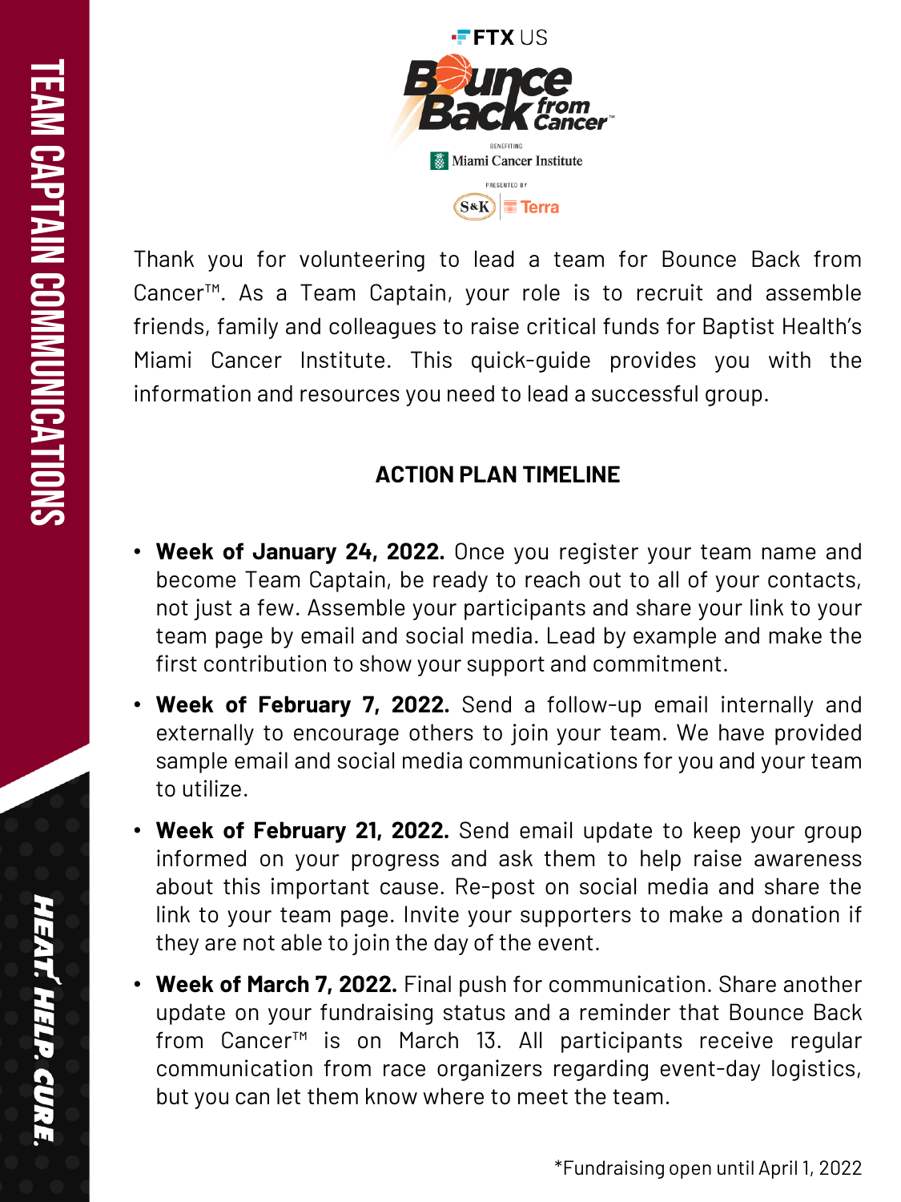# TEAM CAPTAIN COMMUNICATIONS

FTX US

Bounce Back from Cancer™

BENEFITING Miami Cancer Institute

PRESENTED BY S&K | Terra

Thank you for volunteering to lead a team for Bounce Back from Cancer™. As a Team Captain, your role is to recruit and assemble friends, family and colleagues to raise critical funds for Baptist Health's Miami Cancer Institute. This quick-guide provides you with the information and resources you need to lead a successful group.

## ACTION PLAN TIMELINE

- **Week of January 24, 2022.** Once you register your team name and become Team Captain, be ready to reach out to all of your contacts, not just a few. Assemble your participants and share your link to your team page by email and social media. Lead by example and make the first contribution to show your support and commitment.
- **Week of February 7, 2022.** Send a follow-up email internally and externally to encourage others to join your team. We have provided sample email and social media communications for you and your team to utilize.
- **Week of February 21, 2022.** Send email update to keep your group informed on your progress and ask them to help raise awareness about this important cause. Re-post on social media and share the link to your team page. Invite your supporters to make a donation if they are not able to join the day of the event.
- **Week of March 7, 2022.** Final push for communication. Share another update on your fundraising status and a reminder that Bounce Back from Cancer™ is on March 13. All participants receive regular communication from race organizers regarding event-day logistics, but you can let them know where to meet the team.

*Fundraising open until April 1, 2022

*HEAT. HELP. CURE.*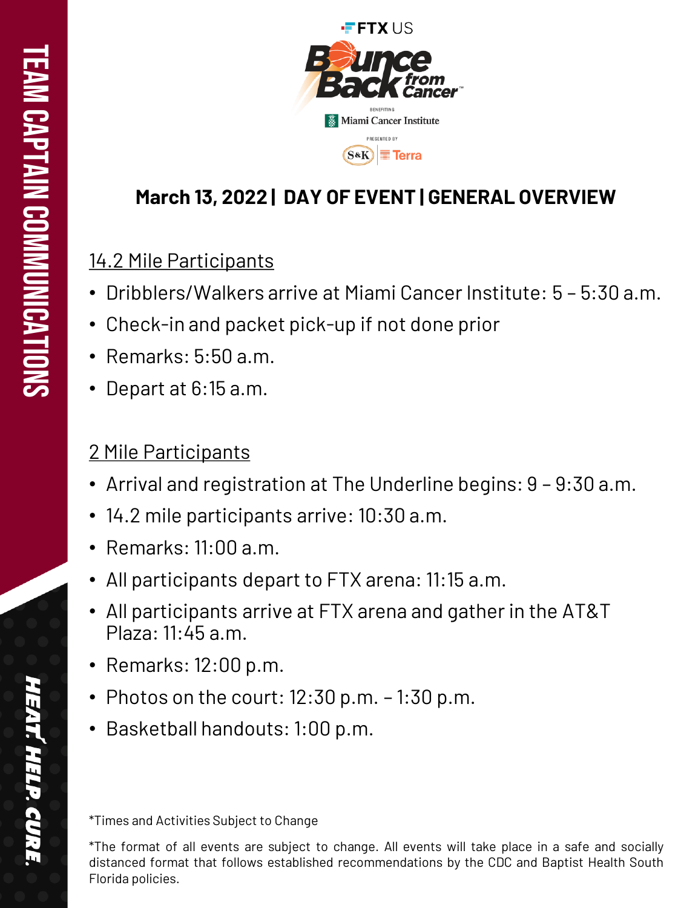# March 13, 2022 | DAY OF EVENT | GENERAL OVERVIEW

## 14.2 Mile Participants

- Dribblers/Walkers arrive at Miami Cancer Institute: 5 – 5:30 a.m.
- Check-in and packet pick-up if not done prior
- Remarks: 5:50 a.m.
- Depart at 6:15 a.m.

## 2 Mile Participants

- Arrival and registration at The Underline begins: 9 – 9:30 a.m.
- 14.2 mile participants arrive: 10:30 a.m.
- Remarks: 11:00 a.m.
- All participants depart to FTX arena: 11:15 a.m.
- All participants arrive at FTX arena and gather in the AT&T Plaza: 11:45 a.m.
- Remarks: 12:00 p.m.
- Photos on the court: 12:30 p.m. – 1:30 p.m.
- Basketball handouts: 1:00 p.m.

*Times and Activities Subject to Change

*The format of all events are subject to change. All events will take place in a safe and socially distanced format that follows established recommendations by the CDC and Baptist Health South Florida policies.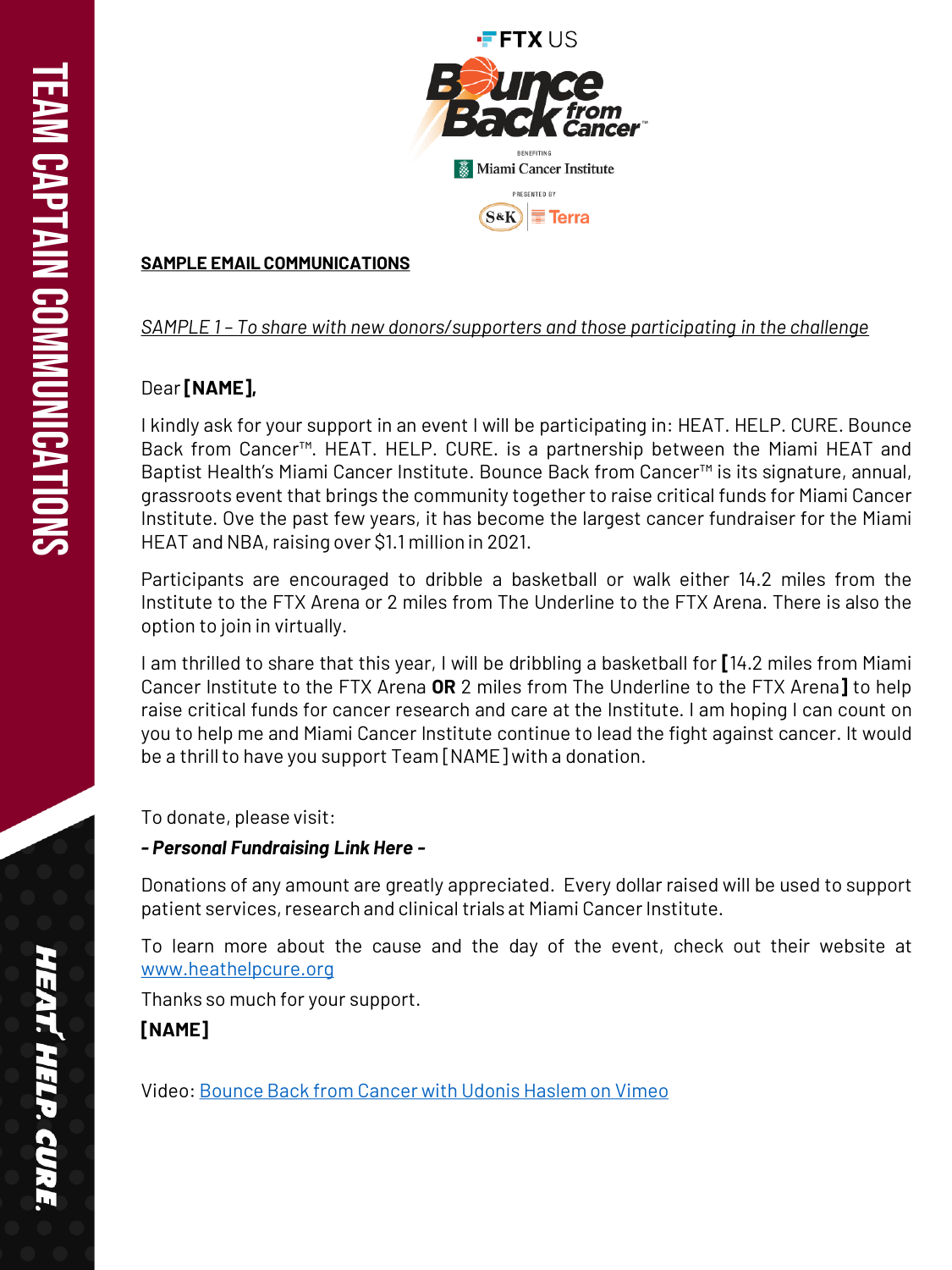**SAMPLE EMAIL COMMUNICATIONS**

*SAMPLE 1 – To share with new donors/supporters and those participating in the challenge*

Dear **[NAME],**

I kindly ask for your support in an event I will be participating in: HEAT. HELP. CURE. Bounce Back from Cancer™. HEAT. HELP. CURE. is a partnership between the Miami HEAT and Baptist Health's Miami Cancer Institute. Bounce Back from Cancer™ is its signature, annual, grassroots event that brings the community together to raise critical funds for Miami Cancer Institute. Ove the past few years, it has become the largest cancer fundraiser for the Miami HEAT and NBA, raising over $1.1 million in 2021.

Participants are encouraged to dribble a basketball or walk either 14.2 miles from the Institute to the FTX Arena or 2 miles from The Underline to the FTX Arena. There is also the option to join in virtually.

I am thrilled to share that this year, I will be dribbling a basketball for **[**14.2 miles from Miami Cancer Institute to the FTX Arena **OR** 2 miles from The Underline to the FTX Arena**]** to help raise critical funds for cancer research and care at the Institute. I am hoping I can count on you to help me and Miami Cancer Institute continue to lead the fight against cancer. It would be a thrill to have you support Team [NAME] with a donation.

To donate, please visit:

***- Personal Fundraising Link Here -***

Donations of any amount are greatly appreciated. Every dollar raised will be used to support patient services, research and clinical trials at Miami Cancer Institute.

To learn more about the cause and the day of the event, check out their website at www.heathelpcure.org

Thanks so much for your support.

**[NAME]**

Video: Bounce Back from Cancer with Udonis Haslem on Vimeo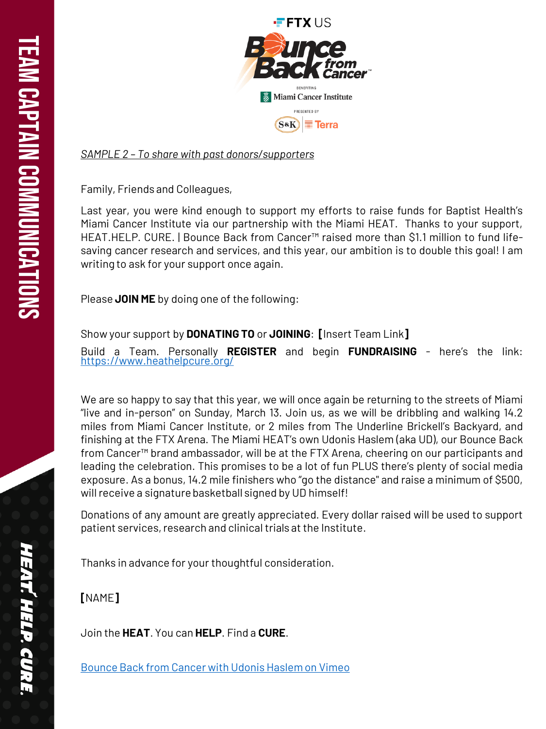FTX US

Bounce Back from Cancer™

BENEFITING

Miami Cancer Institute

PRESENTED BY

S&K | Terra

*SAMPLE 2 – To share with past donors/supporters*

Family, Friends and Colleagues,

Last year, you were kind enough to support my efforts to raise funds for Baptist Health's Miami Cancer Institute via our partnership with the Miami HEAT. Thanks to your support, HEAT.HELP. CURE. | Bounce Back from Cancer™ raised more than $1.1 million to fund life-saving cancer research and services, and this year, our ambition is to double this goal! I am writing to ask for your support once again.

Please **JOIN ME** by doing one of the following:

Show your support by **DONATING TO** or **JOINING**: **[**Insert Team Link**]**

Build a Team. Personally **REGISTER** and begin **FUNDRAISING** – here's the link: https://www.heathelpcure.org/

We are so happy to say that this year, we will once again be returning to the streets of Miami "live and in-person" on Sunday, March 13. Join us, as we will be dribbling and walking 14.2 miles from Miami Cancer Institute, or 2 miles from The Underline Brickell's Backyard, and finishing at the FTX Arena. The Miami HEAT's own Udonis Haslem (aka UD), our Bounce Back from Cancer™ brand ambassador, will be at the FTX Arena, cheering on our participants and leading the celebration. This promises to be a lot of fun PLUS there's plenty of social media exposure. As a bonus, 14.2 mile finishers who "go the distance" and raise a minimum of $500, will receive a signature basketball signed by UD himself!

Donations of any amount are greatly appreciated. Every dollar raised will be used to support patient services, research and clinical trials at the Institute.

Thanks in advance for your thoughtful consideration.

**[**NAME**]**

Join the **HEAT**. You can **HELP**. Find a **CURE**.

Bounce Back from Cancer with Udonis Haslem on Vimeo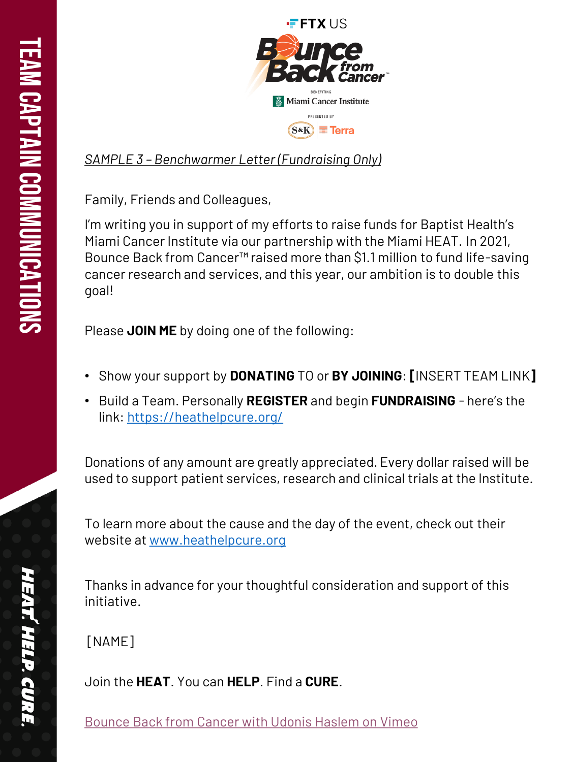*SAMPLE 3 – Benchwarmer Letter (Fundraising Only)*

Family, Friends and Colleagues,

I'm writing you in support of my efforts to raise funds for Baptist Health's Miami Cancer Institute via our partnership with the Miami HEAT. In 2021, Bounce Back from Cancer™ raised more than $1.1 million to fund life-saving cancer research and services, and this year, our ambition is to double this goal!

Please **JOIN ME** by doing one of the following:

- Show your support by **DONATING** TO or **BY JOINING**: **[**INSERT TEAM LINK**]**
- Build a Team. Personally **REGISTER** and begin **FUNDRAISING** - here's the link: [https://heathelpcure.org/](https://heathelpcure.org/)

Donations of any amount are greatly appreciated. Every dollar raised will be used to support patient services, research and clinical trials at the Institute.

To learn more about the cause and the day of the event, check out their website at [www.heathelpcure.org](http://www.heathelpcure.org)

Thanks in advance for your thoughtful consideration and support of this initiative.

[NAME]

Join the **HEAT**. You can **HELP**. Find a **CURE**.

Bounce Back from Cancer with Udonis Haslem on Vimeo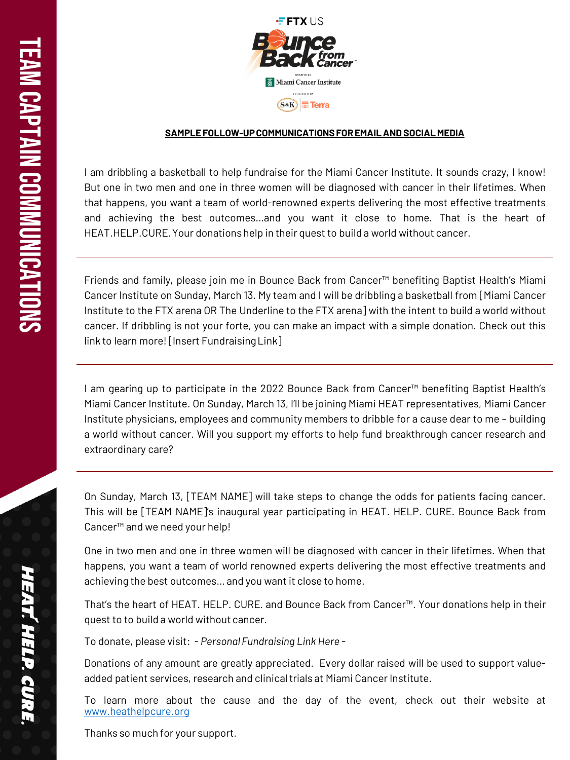# TEAM CAPTAIN COMMUNICATIONS

**SAMPLE FOLLOW-UP COMMUNICATIONS FOR EMAIL AND SOCIAL MEDIA**

I am dribbling a basketball to help fundraise for the Miami Cancer Institute. It sounds crazy, I know! But one in two men and one in three women will be diagnosed with cancer in their lifetimes. When that happens, you want a team of world-renowned experts delivering the most effective treatments and achieving the best outcomes...and you want it close to home. That is the heart of HEAT.HELP.CURE. Your donations help in their quest to build a world without cancer.

---

Friends and family, please join me in Bounce Back from Cancer™ benefiting Baptist Health's Miami Cancer Institute on Sunday, March 13. My team and I will be dribbling a basketball from [Miami Cancer Institute to the FTX arena OR The Underline to the FTX arena] with the intent to build a world without cancer. If dribbling is not your forte, you can make an impact with a simple donation. Check out this link to learn more! [Insert Fundraising Link]

---

I am gearing up to participate in the 2022 Bounce Back from Cancer™ benefiting Baptist Health's Miami Cancer Institute. On Sunday, March 13, I'll be joining Miami HEAT representatives, Miami Cancer Institute physicians, employees and community members to dribble for a cause dear to me – building a world without cancer. Will you support my efforts to help fund breakthrough cancer research and extraordinary care?

---

On Sunday, March 13, [TEAM NAME] will take steps to change the odds for patients facing cancer. This will be [TEAM NAME]'s inaugural year participating in HEAT. HELP. CURE. Bounce Back from Cancer™ and we need your help!

One in two men and one in three women will be diagnosed with cancer in their lifetimes. When that happens, you want a team of world renowned experts delivering the most effective treatments and achieving the best outcomes... and you want it close to home.

That's the heart of HEAT. HELP. CURE. and Bounce Back from Cancer™. Your donations help in their quest to to build a world without cancer.

To donate, please visit: *- Personal Fundraising Link Here -*

Donations of any amount are greatly appreciated. Every dollar raised will be used to support value-added patient services, research and clinical trials at Miami Cancer Institute.

To learn more about the cause and the day of the event, check out their website at www.heathelpcure.org

Thanks so much for your support.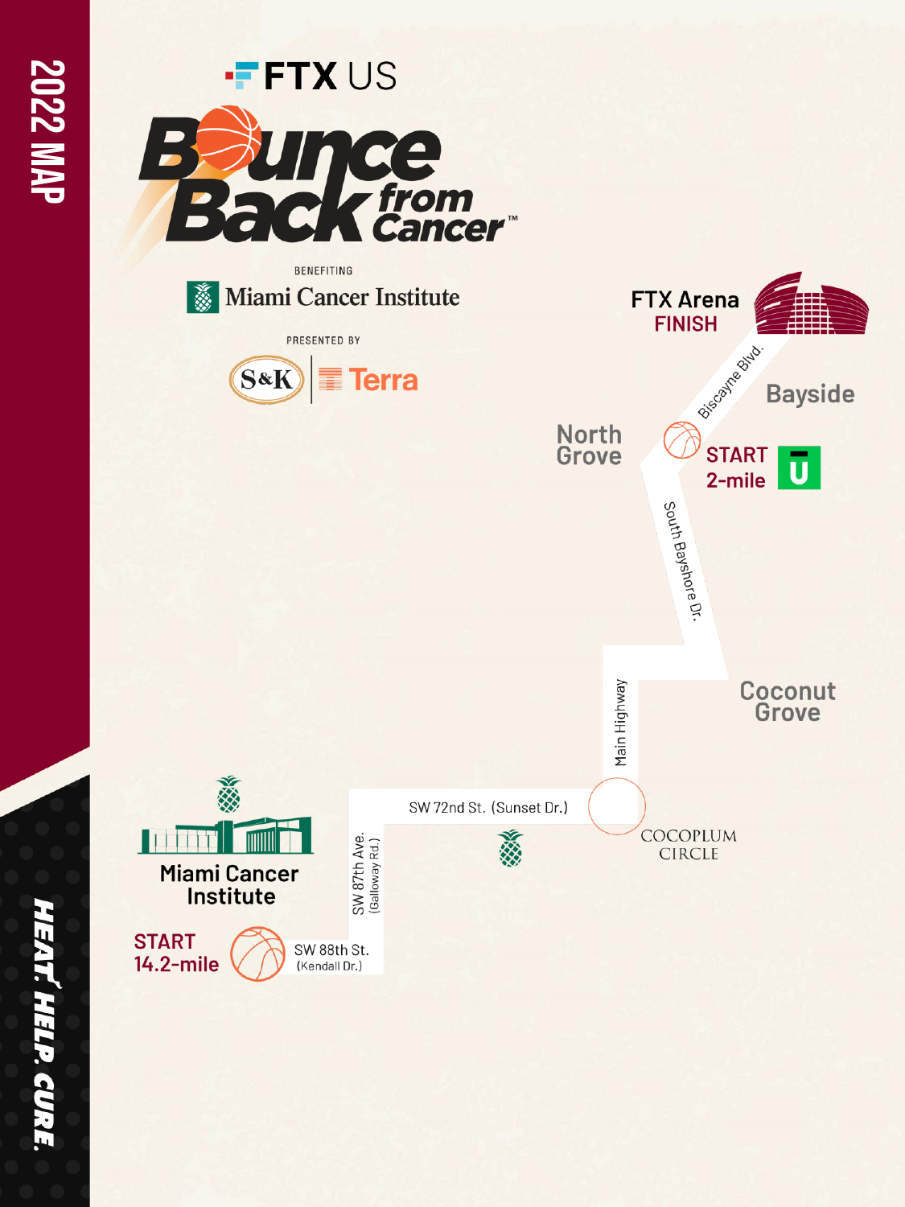# 2022 MAP

FTX US

# Bounce Back from Cancer™

BENEFITING

Miami Cancer Institute

PRESENTED BY

S&K | Terra

FTX Arena
FINISH

Biscayne Blvd.

Bayside

North Grove

START
2-mile

South Bayshore Dr.

Main Highway

Coconut Grove

SW 72nd St. (Sunset Dr.)

COCOPLUM CIRCLE

SW 87th Ave.
(Galloway Rd.)

Miami Cancer Institute

START
14.2-mile

SW 88th St.
(Kendall Dr.)

HEAT. HELP. CURE.